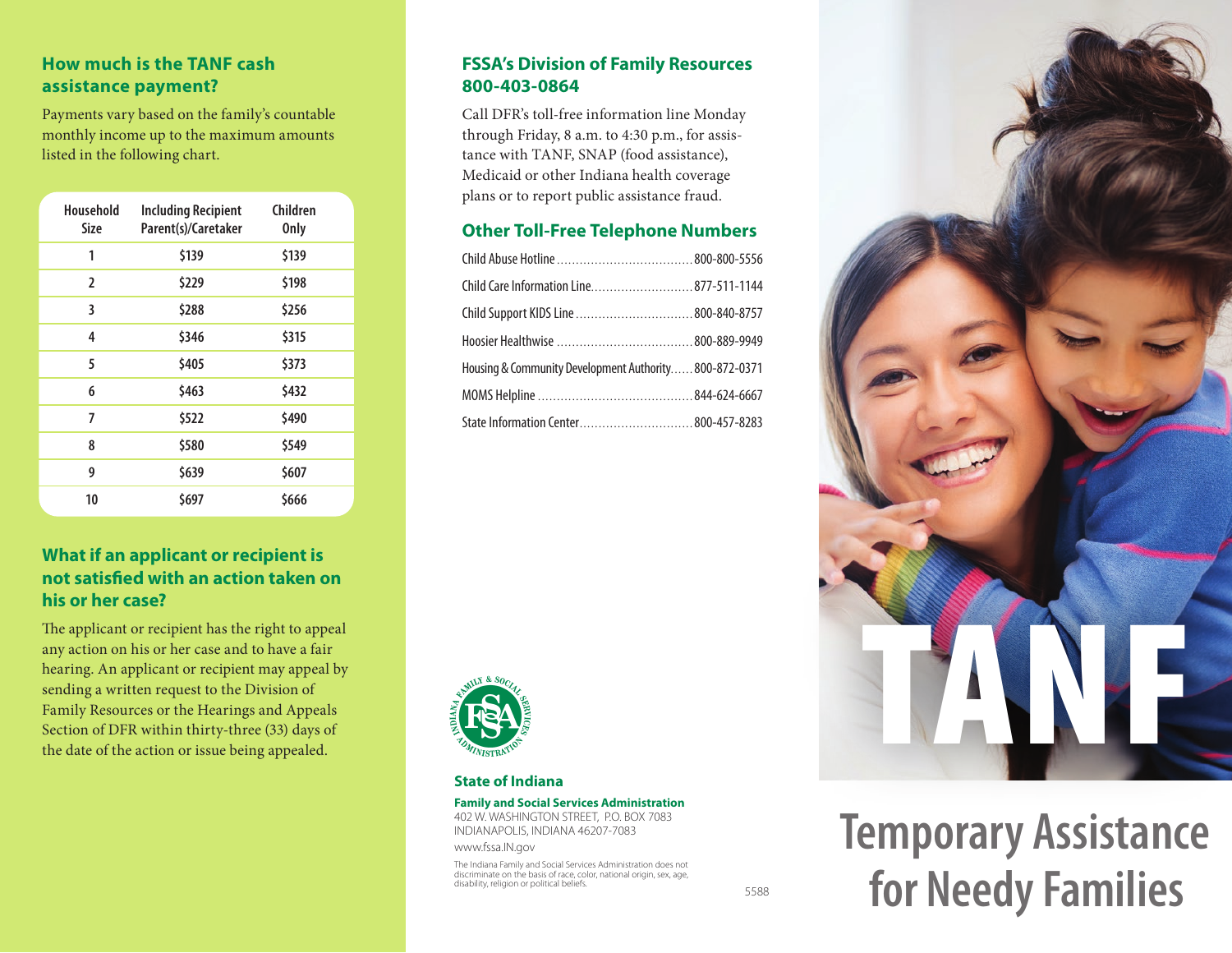## How much is the TANF cash assistance payment?

Payments vary based on the family's countable monthly income up to the maximum amounts listed in the following chart.

| Household Size | Including Recipient Parent(s)/Caretaker | Children Only |
|---|---|---|
| 1 | $139 | $139 |
| 2 | $229 | $198 |
| 3 | $288 | $256 |
| 4 | $346 | $315 |
| 5 | $405 | $373 |
| 6 | $463 | $432 |
| 7 | $522 | $490 |
| 8 | $580 | $549 |
| 9 | $639 | $607 |
| 10 | $697 | $666 |

## What if an applicant or recipient is not satisfied with an action taken on his or her case?

The applicant or recipient has the right to appeal any action on his or her case and to have a fair hearing. An applicant or recipient may appeal by sending a written request to the Division of Family Resources or the Hearings and Appeals Section of DFR within thirty-three (33) days of the date of the action or issue being appealed.

## FSSA's Division of Family Resources 800-403-0864

Call DFR's toll-free information line Monday through Friday, 8 a.m. to 4:30 p.m., for assistance with TANF, SNAP (food assistance), Medicaid or other Indiana health coverage plans or to report public assistance fraud.

## Other Toll-Free Telephone Numbers

Child Abuse Hotline ........ 800-800-5556

Child Care Information Line ........ 877-511-1144

Child Support KIDS Line ........ 800-840-8757

Hoosier Healthwise ........ 800-889-9949

Housing & Community Development Authority ........ 800-872-0371

MOMS Helpline ........ 844-624-6667

State Information Center ........ 800-457-8283

**State of Indiana**

**Family and Social Services Administration**
402 W. WASHINGTON STREET, P.O. BOX 7083
INDIANAPOLIS, INDIANA 46207-7083
www.fssa.IN.gov

The Indiana Family and Social Services Administration does not discriminate on the basis of race, color, national origin, sex, age, disability, religion or political beliefs.

5588

# TANF

# Temporary Assistance for Needy Families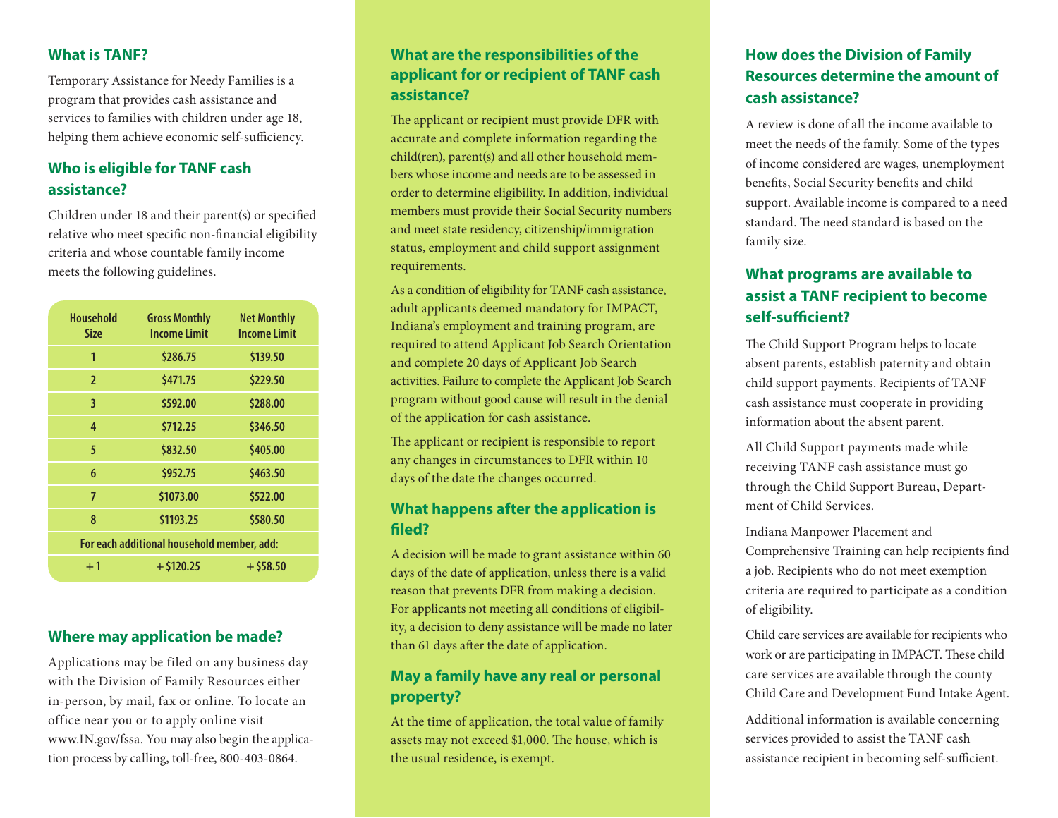## What is TANF?

Temporary Assistance for Needy Families is a program that provides cash assistance and services to families with children under age 18, helping them achieve economic self-sufficiency.

## Who is eligible for TANF cash assistance?

Children under 18 and their parent(s) or specified relative who meet specific non-financial eligibility criteria and whose countable family income meets the following guidelines.

| Household Size | Gross Monthly Income Limit | Net Monthly Income Limit |
|---|---|---|
| 1 | $286.75 | $139.50 |
| 2 | $471.75 | $229.50 |
| 3 | $592.00 | $288.00 |
| 4 | $712.25 | $346.50 |
| 5 | $832.50 | $405.00 |
| 6 | $952.75 | $463.50 |
| 7 | $1073.00 | $522.00 |
| 8 | $1193.25 | $580.50 |
| For each additional household member, add: | | |
| + 1 | + $120.25 | + $58.50 |

## Where may application be made?

Applications may be filed on any business day with the Division of Family Resources either in-person, by mail, fax or online. To locate an office near you or to apply online visit www.IN.gov/fssa. You may also begin the application process by calling, toll-free, 800-403-0864.

## What are the responsibilities of the applicant for or recipient of TANF cash assistance?

The applicant or recipient must provide DFR with accurate and complete information regarding the child(ren), parent(s) and all other household members whose income and needs are to be assessed in order to determine eligibility. In addition, individual members must provide their Social Security numbers and meet state residency, citizenship/immigration status, employment and child support assignment requirements.

As a condition of eligibility for TANF cash assistance, adult applicants deemed mandatory for IMPACT, Indiana's employment and training program, are required to attend Applicant Job Search Orientation and complete 20 days of Applicant Job Search activities. Failure to complete the Applicant Job Search program without good cause will result in the denial of the application for cash assistance.

The applicant or recipient is responsible to report any changes in circumstances to DFR within 10 days of the date the changes occurred.

## What happens after the application is filed?

A decision will be made to grant assistance within 60 days of the date of application, unless there is a valid reason that prevents DFR from making a decision. For applicants not meeting all conditions of eligibility, a decision to deny assistance will be made no later than 61 days after the date of application.

## May a family have any real or personal property?

At the time of application, the total value of family assets may not exceed $1,000. The house, which is the usual residence, is exempt.

## How does the Division of Family Resources determine the amount of cash assistance?

A review is done of all the income available to meet the needs of the family. Some of the types of income considered are wages, unemployment benefits, Social Security benefits and child support. Available income is compared to a need standard. The need standard is based on the family size.

## What programs are available to assist a TANF recipient to become self-sufficient?

The Child Support Program helps to locate absent parents, establish paternity and obtain child support payments. Recipients of TANF cash assistance must cooperate in providing information about the absent parent.

All Child Support payments made while receiving TANF cash assistance must go through the Child Support Bureau, Department of Child Services.

Indiana Manpower Placement and Comprehensive Training can help recipients find a job. Recipients who do not meet exemption criteria are required to participate as a condition of eligibility.

Child care services are available for recipients who work or are participating in IMPACT. These child care services are available through the county Child Care and Development Fund Intake Agent.

Additional information is available concerning services provided to assist the TANF cash assistance recipient in becoming self-sufficient.